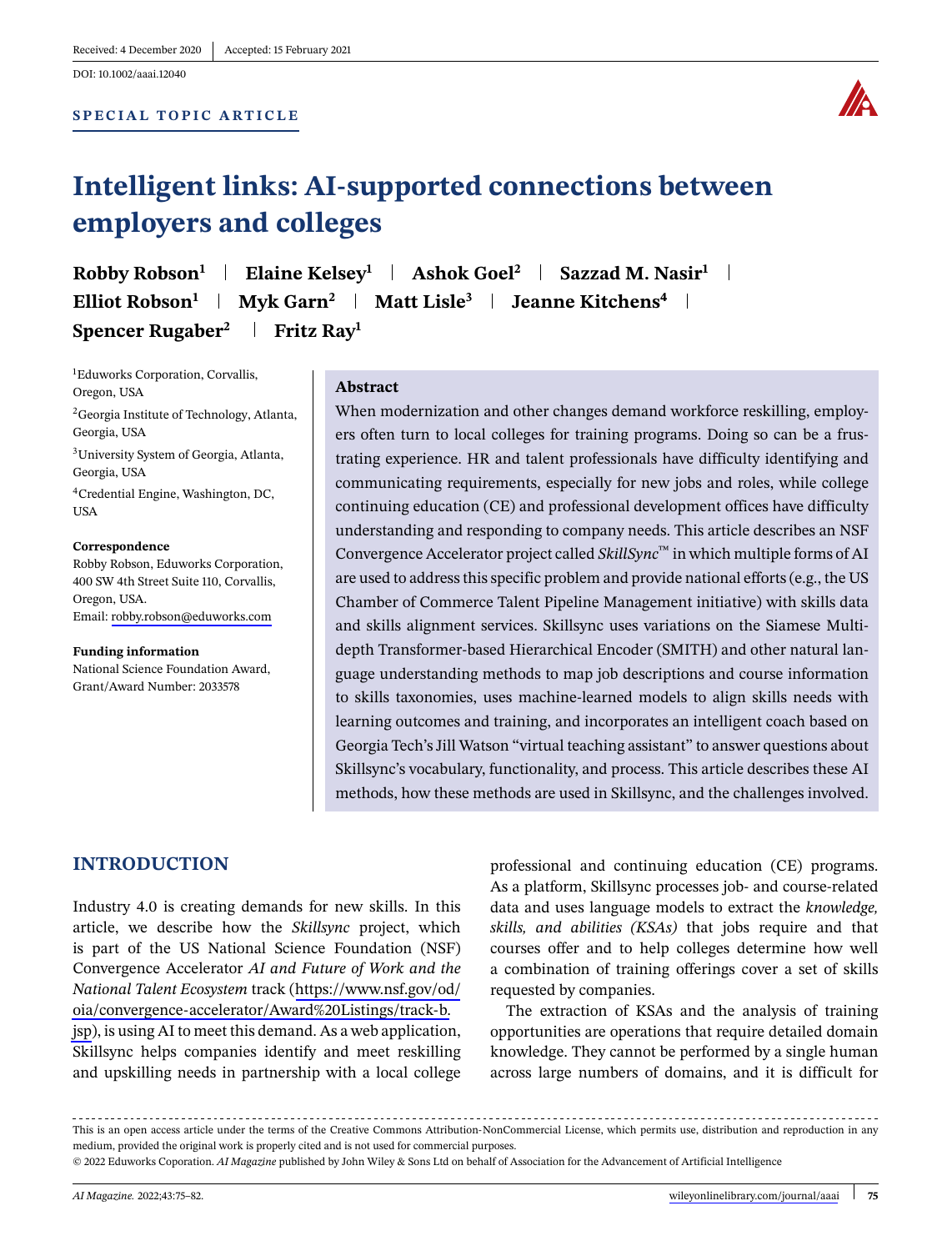Received: 4 December 2020 | Accepted: 15 February 2021

DOI: 10.1002/aaai.12040

**SPECIAL TOPIC ARTICLE**

# Intelligent links: AI-supported connections between employers and colleges

**Robby Robson**[1] | **Elaine Kelsey**[1] | **Ashok Goel**[2] | **Sazzad M. Nasir**[1] | **Elliot Robson**[1] | **Myk Garn**[2] | **Matt Lisle**[3] | **Jeanne Kitchens**[4] | **Spencer Rugaber**[2] | **Fritz Ray**[1]

[1]Eduworks Corporation, Corvallis, Oregon, USA

[2]Georgia Institute of Technology, Atlanta, Georgia, USA

[3]University System of Georgia, Atlanta, Georgia, USA

[4]Credential Engine, Washington, DC, USA

**Correspondence**
Robby Robson, Eduworks Corporation, 400 SW 4th Street Suite 110, Corvallis, Oregon, USA.
Email: robby.robson@eduworks.com

**Funding information**
National Science Foundation Award, Grant/Award Number: 2033578

**Abstract**

When modernization and other changes demand workforce reskilling, employers often turn to local colleges for training programs. Doing so can be a frustrating experience. HR and talent professionals have difficulty identifying and communicating requirements, especially for new jobs and roles, while college continuing education (CE) and professional development offices have difficulty understanding and responding to company needs. This article describes an NSF Convergence Accelerator project called *SkillSync*™ in which multiple forms of AI are used to address this specific problem and provide national efforts (e.g., the US Chamber of Commerce Talent Pipeline Management initiative) with skills data and skills alignment services. Skillsync uses variations on the Siamese Multi-depth Transformer-based Hierarchical Encoder (SMITH) and other natural language understanding methods to map job descriptions and course information to skills taxonomies, uses machine-learned models to align skills needs with learning outcomes and training, and incorporates an intelligent coach based on Georgia Tech's Jill Watson "virtual teaching assistant" to answer questions about Skillsync's vocabulary, functionality, and process. This article describes these AI methods, how these methods are used in Skillsync, and the challenges involved.

## INTRODUCTION

Industry 4.0 is creating demands for new skills. In this article, we describe how the *Skillsync* project, which is part of the US National Science Foundation (NSF) Convergence Accelerator *AI and Future of Work and the National Talent Ecosystem* track (https://www.nsf.gov/od/oia/convergence-accelerator/Award%20Listings/track-b.jsp), is using AI to meet this demand. As a web application, Skillsync helps companies identify and meet reskilling and upskilling needs in partnership with a local college professional and continuing education (CE) programs. As a platform, Skillsync processes job- and course-related data and uses language models to extract the *knowledge, skills, and abilities (KSAs)* that jobs require and that courses offer and to help colleges determine how well a combination of training offerings cover a set of skills requested by companies.

The extraction of KSAs and the analysis of training opportunities are operations that require detailed domain knowledge. They cannot be performed by a single human across large numbers of domains, and it is difficult for

This is an open access article under the terms of the Creative Commons Attribution-NonCommercial License, which permits use, distribution and reproduction in any medium, provided the original work is properly cited and is not used for commercial purposes.

© 2022 Eduworks Coporation. *AI Magazine* published by John Wiley & Sons Ltd on behalf of Association for the Advancement of Artificial Intelligence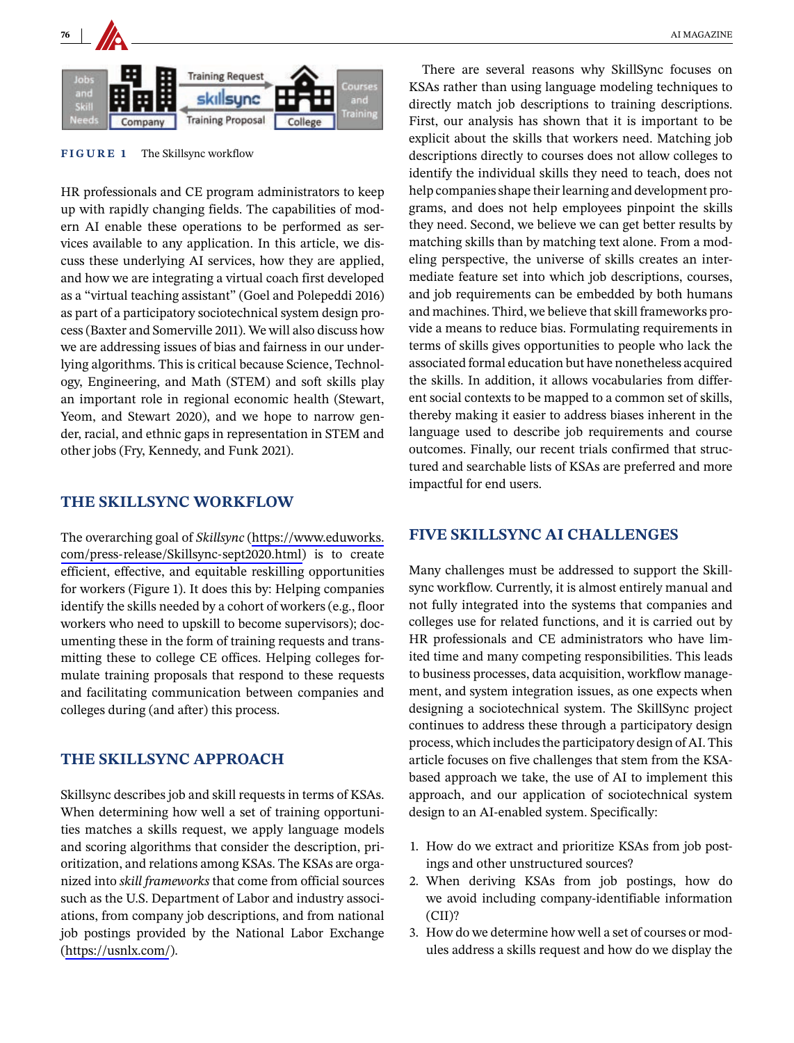FIGURE 1 The Skillsync workflow

HR professionals and CE program administrators to keep up with rapidly changing fields. The capabilities of modern AI enable these operations to be performed as services available to any application. In this article, we discuss these underlying AI services, how they are applied, and how we are integrating a virtual coach first developed as a "virtual teaching assistant" (Goel and Polepeddi 2016) as part of a participatory sociotechnical system design process (Baxter and Somerville 2011). We will also discuss how we are addressing issues of bias and fairness in our underlying algorithms. This is critical because Science, Technology, Engineering, and Math (STEM) and soft skills play an important role in regional economic health (Stewart, Yeom, and Stewart 2020), and we hope to narrow gender, racial, and ethnic gaps in representation in STEM and other jobs (Fry, Kennedy, and Funk 2021).

## THE SKILLSYNC WORKFLOW

The overarching goal of *Skillsync* (https://www.eduworks.com/press-release/Skillsync-sept2020.html) is to create efficient, effective, and equitable reskilling opportunities for workers (Figure 1). It does this by: Helping companies identify the skills needed by a cohort of workers (e.g., floor workers who need to upskill to become supervisors); documenting these in the form of training requests and transmitting these to college CE offices. Helping colleges formulate training proposals that respond to these requests and facilitating communication between companies and colleges during (and after) this process.

## THE SKILLSYNC APPROACH

Skillsync describes job and skill requests in terms of KSAs. When determining how well a set of training opportunities matches a skills request, we apply language models and scoring algorithms that consider the description, prioritization, and relations among KSAs. The KSAs are organized into *skill frameworks* that come from official sources such as the U.S. Department of Labor and industry associations, from company job descriptions, and from national job postings provided by the National Labor Exchange (https://usnlx.com/).

There are several reasons why SkillSync focuses on KSAs rather than using language modeling techniques to directly match job descriptions to training descriptions. First, our analysis has shown that it is important to be explicit about the skills that workers need. Matching job descriptions directly to courses does not allow colleges to identify the individual skills they need to teach, does not help companies shape their learning and development programs, and does not help employees pinpoint the skills they need. Second, we believe we can get better results by matching skills than by matching text alone. From a modeling perspective, the universe of skills creates an intermediate feature set into which job descriptions, courses, and job requirements can be embedded by both humans and machines. Third, we believe that skill frameworks provide a means to reduce bias. Formulating requirements in terms of skills gives opportunities to people who lack the associated formal education but have nonetheless acquired the skills. In addition, it allows vocabularies from different social contexts to be mapped to a common set of skills, thereby making it easier to address biases inherent in the language used to describe job requirements and course outcomes. Finally, our recent trials confirmed that structured and searchable lists of KSAs are preferred and more impactful for end users.

## FIVE SKILLSYNC AI CHALLENGES

Many challenges must be addressed to support the Skillsync workflow. Currently, it is almost entirely manual and not fully integrated into the systems that companies and colleges use for related functions, and it is carried out by HR professionals and CE administrators who have limited time and many competing responsibilities. This leads to business processes, data acquisition, workflow management, and system integration issues, as one expects when designing a sociotechnical system. The SkillSync project continues to address these through a participatory design process, which includes the participatory design of AI. This article focuses on five challenges that stem from the KSA-based approach we take, the use of AI to implement this approach, and our application of sociotechnical system design to an AI-enabled system. Specifically:

1. How do we extract and prioritize KSAs from job postings and other unstructured sources?
2. When deriving KSAs from job postings, how do we avoid including company-identifiable information (CII)?
3. How do we determine how well a set of courses or modules address a skills request and how do we display the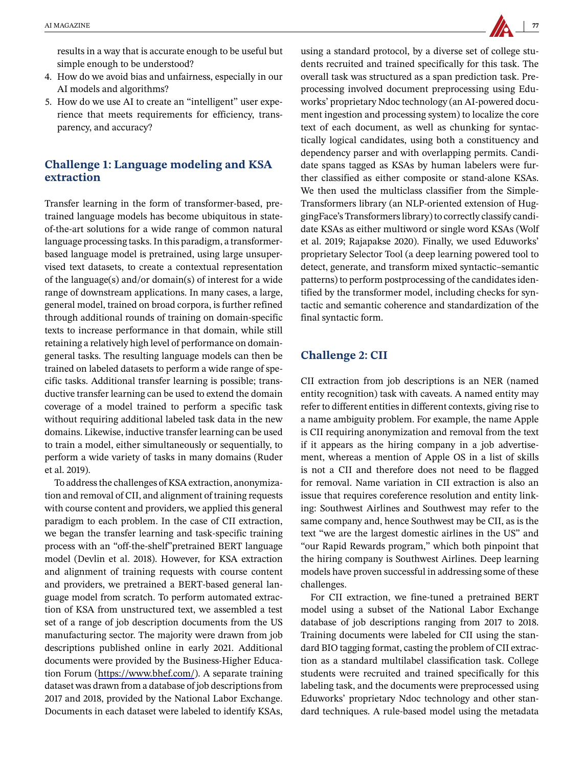results in a way that is accurate enough to be useful but simple enough to be understood?

4. How do we avoid bias and unfairness, especially in our AI models and algorithms?
5. How do we use AI to create an "intelligent" user experience that meets requirements for efficiency, transparency, and accuracy?

## Challenge 1: Language modeling and KSA extraction

Transfer learning in the form of transformer-based, pretrained language models has become ubiquitous in state-of-the-art solutions for a wide range of common natural language processing tasks. In this paradigm, a transformer-based language model is pretrained, using large unsupervised text datasets, to create a contextual representation of the language(s) and/or domain(s) of interest for a wide range of downstream applications. In many cases, a large, general model, trained on broad corpora, is further refined through additional rounds of training on domain-specific texts to increase performance in that domain, while still retaining a relatively high level of performance on domain-general tasks. The resulting language models can then be trained on labeled datasets to perform a wide range of specific tasks. Additional transfer learning is possible; transductive transfer learning can be used to extend the domain coverage of a model trained to perform a specific task without requiring additional labeled task data in the new domains. Likewise, inductive transfer learning can be used to train a model, either simultaneously or sequentially, to perform a wide variety of tasks in many domains (Ruder et al. 2019).

To address the challenges of KSA extraction, anonymization and removal of CII, and alignment of training requests with course content and providers, we applied this general paradigm to each problem. In the case of CII extraction, we began the transfer learning and task-specific training process with an "off-the-shelf"pretrained BERT language model (Devlin et al. 2018). However, for KSA extraction and alignment of training requests with course content and providers, we pretrained a BERT-based general language model from scratch. To perform automated extraction of KSA from unstructured text, we assembled a test set of a range of job description documents from the US manufacturing sector. The majority were drawn from job descriptions published online in early 2021. Additional documents were provided by the Business-Higher Education Forum (https://www.bhef.com/). A separate training dataset was drawn from a database of job descriptions from 2017 and 2018, provided by the National Labor Exchange. Documents in each dataset were labeled to identify KSAs, using a standard protocol, by a diverse set of college students recruited and trained specifically for this task. The overall task was structured as a span prediction task. Preprocessing involved document preprocessing using Eduworks' proprietary Ndoc technology (an AI-powered document ingestion and processing system) to localize the core text of each document, as well as chunking for syntactically logical candidates, using both a constituency and dependency parser and with overlapping permits. Candidate spans tagged as KSAs by human labelers were further classified as either composite or stand-alone KSAs. We then used the multiclass classifier from the Simple-Transformers library (an NLP-oriented extension of HuggingFace's Transformers library) to correctly classify candidate KSAs as either multiword or single word KSAs (Wolf et al. 2019; Rajapakse 2020). Finally, we used Eduworks' proprietary Selector Tool (a deep learning powered tool to detect, generate, and transform mixed syntactic–semantic patterns) to perform postprocessing of the candidates identified by the transformer model, including checks for syntactic and semantic coherence and standardization of the final syntactic form.

## Challenge 2: CII

CII extraction from job descriptions is an NER (named entity recognition) task with caveats. A named entity may refer to different entities in different contexts, giving rise to a name ambiguity problem. For example, the name Apple is CII requiring anonymization and removal from the text if it appears as the hiring company in a job advertisement, whereas a mention of Apple OS in a list of skills is not a CII and therefore does not need to be flagged for removal. Name variation in CII extraction is also an issue that requires coreference resolution and entity linking: Southwest Airlines and Southwest may refer to the same company and, hence Southwest may be CII, as is the text "we are the largest domestic airlines in the US" and "our Rapid Rewards program," which both pinpoint that the hiring company is Southwest Airlines. Deep learning models have proven successful in addressing some of these challenges.

For CII extraction, we fine-tuned a pretrained BERT model using a subset of the National Labor Exchange database of job descriptions ranging from 2017 to 2018. Training documents were labeled for CII using the standard BIO tagging format, casting the problem of CII extraction as a standard multilabel classification task. College students were recruited and trained specifically for this labeling task, and the documents were preprocessed using Eduworks' proprietary Ndoc technology and other standard techniques. A rule-based model using the metadata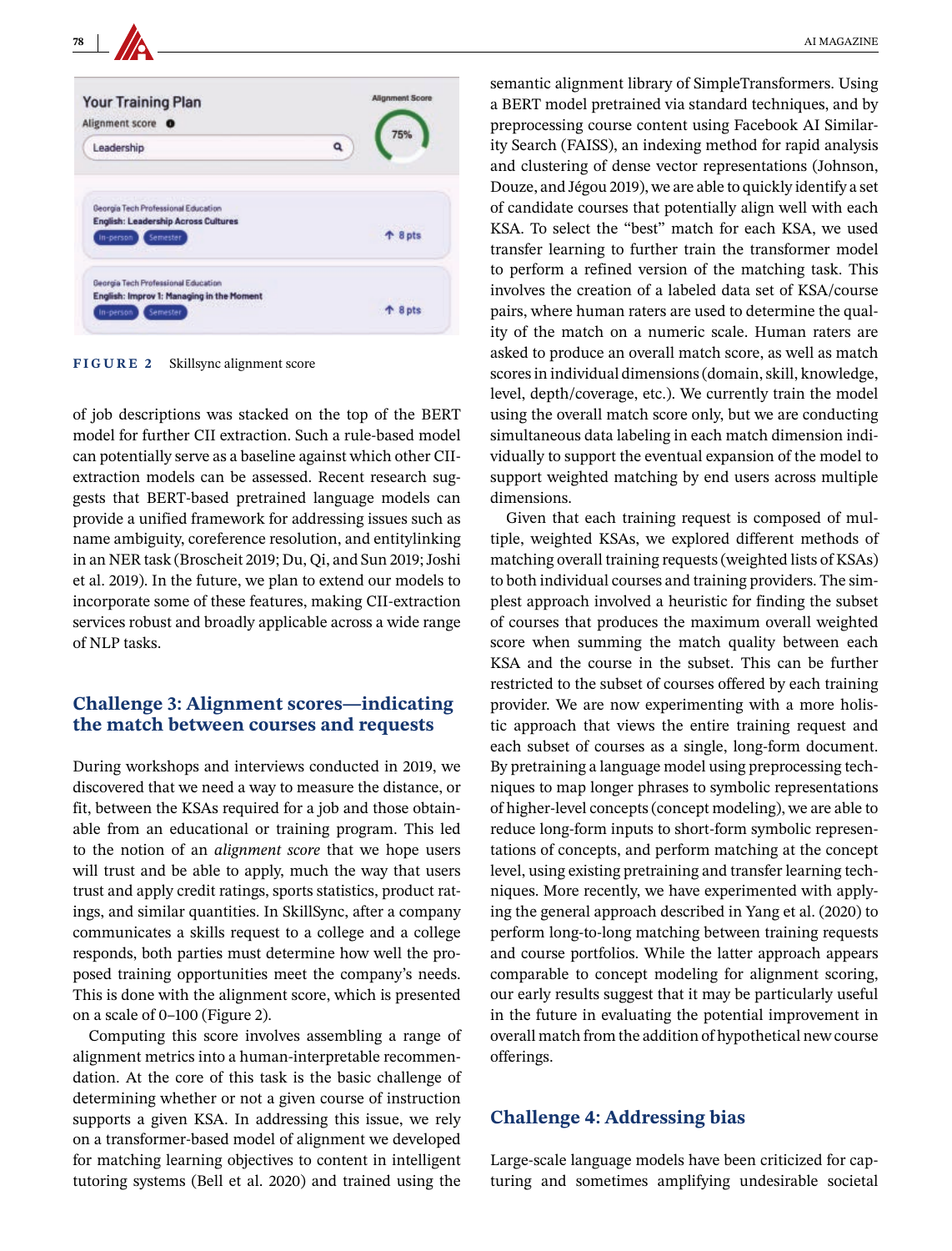FIGURE 2 Skillsync alignment score

of job descriptions was stacked on the top of the BERT model for further CII extraction. Such a rule-based model can potentially serve as a baseline against which other CII-extraction models can be assessed. Recent research suggests that BERT-based pretrained language models can provide a unified framework for addressing issues such as name ambiguity, coreference resolution, and entitylinking in an NER task (Broscheit 2019; Du, Qi, and Sun 2019; Joshi et al. 2019). In the future, we plan to extend our models to incorporate some of these features, making CII-extraction services robust and broadly applicable across a wide range of NLP tasks.

## Challenge 3: Alignment scores—indicating the match between courses and requests

During workshops and interviews conducted in 2019, we discovered that we need a way to measure the distance, or fit, between the KSAs required for a job and those obtainable from an educational or training program. This led to the notion of an *alignment score* that we hope users will trust and be able to apply, much the way that users trust and apply credit ratings, sports statistics, product ratings, and similar quantities. In SkillSync, after a company communicates a skills request to a college and a college responds, both parties must determine how well the proposed training opportunities meet the company's needs. This is done with the alignment score, which is presented on a scale of 0–100 (Figure 2).

Computing this score involves assembling a range of alignment metrics into a human-interpretable recommendation. At the core of this task is the basic challenge of determining whether or not a given course of instruction supports a given KSA. In addressing this issue, we rely on a transformer-based model of alignment we developed for matching learning objectives to content in intelligent tutoring systems (Bell et al. 2020) and trained using the semantic alignment library of SimpleTransformers. Using a BERT model pretrained via standard techniques, and by preprocessing course content using Facebook AI Similarity Search (FAISS), an indexing method for rapid analysis and clustering of dense vector representations (Johnson, Douze, and Jégou 2019), we are able to quickly identify a set of candidate courses that potentially align well with each KSA. To select the "best" match for each KSA, we used transfer learning to further train the transformer model to perform a refined version of the matching task. This involves the creation of a labeled data set of KSA/course pairs, where human raters are used to determine the quality of the match on a numeric scale. Human raters are asked to produce an overall match score, as well as match scores in individual dimensions (domain, skill, knowledge, level, depth/coverage, etc.). We currently train the model using the overall match score only, but we are conducting simultaneous data labeling in each match dimension individually to support the eventual expansion of the model to support weighted matching by end users across multiple dimensions.

Given that each training request is composed of multiple, weighted KSAs, we explored different methods of matching overall training requests (weighted lists of KSAs) to both individual courses and training providers. The simplest approach involved a heuristic for finding the subset of courses that produces the maximum overall weighted score when summing the match quality between each KSA and the course in the subset. This can be further restricted to the subset of courses offered by each training provider. We are now experimenting with a more holistic approach that views the entire training request and each subset of courses as a single, long-form document. By pretraining a language model using preprocessing techniques to map longer phrases to symbolic representations of higher-level concepts (concept modeling), we are able to reduce long-form inputs to short-form symbolic representations of concepts, and perform matching at the concept level, using existing pretraining and transfer learning techniques. More recently, we have experimented with applying the general approach described in Yang et al. (2020) to perform long-to-long matching between training requests and course portfolios. While the latter approach appears comparable to concept modeling for alignment scoring, our early results suggest that it may be particularly useful in the future in evaluating the potential improvement in overall match from the addition of hypothetical new course offerings.

## Challenge 4: Addressing bias

Large-scale language models have been criticized for capturing and sometimes amplifying undesirable societal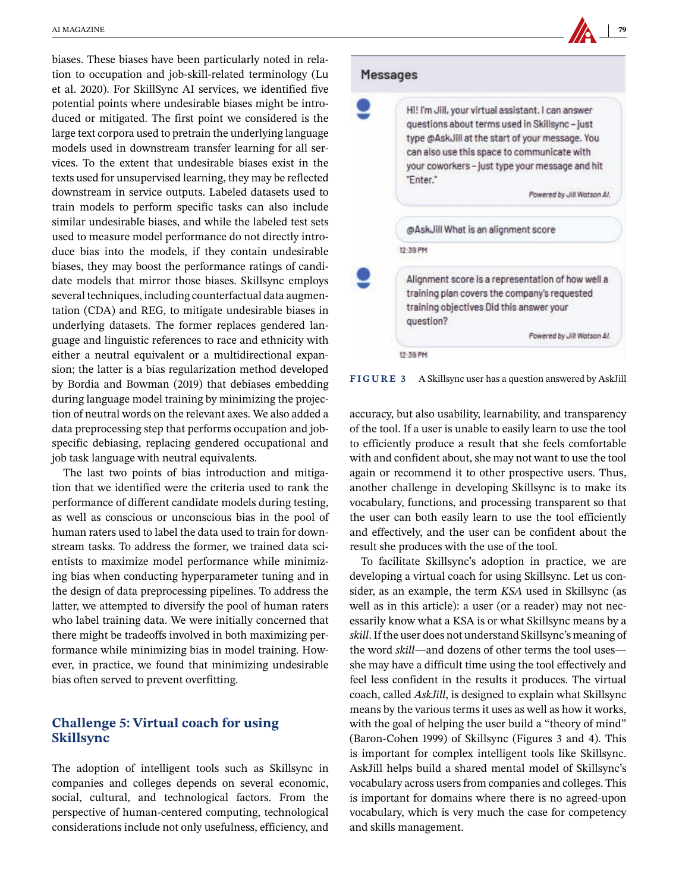biases. These biases have been particularly noted in relation to occupation and job-skill-related terminology (Lu et al. 2020). For SkillSync AI services, we identified five potential points where undesirable biases might be introduced or mitigated. The first point we considered is the large text corpora used to pretrain the underlying language models used in downstream transfer learning for all services. To the extent that undesirable biases exist in the texts used for unsupervised learning, they may be reflected downstream in service outputs. Labeled datasets used to train models to perform specific tasks can also include similar undesirable biases, and while the labeled test sets used to measure model performance do not directly introduce bias into the models, if they contain undesirable biases, they may boost the performance ratings of candidate models that mirror those biases. Skillsync employs several techniques, including counterfactual data augmentation (CDA) and REG, to mitigate undesirable biases in underlying datasets. The former replaces gendered language and linguistic references to race and ethnicity with either a neutral equivalent or a multidirectional expansion; the latter is a bias regularization method developed by Bordia and Bowman (2019) that debiases embedding during language model training by minimizing the projection of neutral words on the relevant axes. We also added a data preprocessing step that performs occupation and job-specific debiasing, replacing gendered occupational and job task language with neutral equivalents.

The last two points of bias introduction and mitigation that we identified were the criteria used to rank the performance of different candidate models during testing, as well as conscious or unconscious bias in the pool of human raters used to label the data used to train for downstream tasks. To address the former, we trained data scientists to maximize model performance while minimizing bias when conducting hyperparameter tuning and in the design of data preprocessing pipelines. To address the latter, we attempted to diversify the pool of human raters who label training data. We were initially concerned that there might be tradeoffs involved in both maximizing performance while minimizing bias in model training. However, in practice, we found that minimizing undesirable bias often served to prevent overfitting.

## Challenge 5: Virtual coach for using Skillsync

The adoption of intelligent tools such as Skillsync in companies and colleges depends on several economic, social, cultural, and technological factors. From the perspective of human-centered computing, technological considerations include not only usefulness, efficiency, and accuracy, but also usability, learnability, and transparency of the tool. If a user is unable to easily learn to use the tool to efficiently produce a result that she feels comfortable with and confident about, she may not want to use the tool again or recommend it to other prospective users. Thus, another challenge in developing Skillsync is to make its vocabulary, functions, and processing transparent so that the user can both easily learn to use the tool efficiently and effectively, and the user can be confident about the result she produces with the use of the tool.

Messages

Hi! I'm Jill, your virtual assistant. I can answer questions about terms used in Skillsync – just type @AskJill at the start of your message. You can also use this space to communicate with your coworkers – just type your message and hit "Enter."

*Powered by Jill Watson AI.*

@AskJill What is an alignment score

12:39 PM

Alignment score is a representation of how well a training plan covers the company's requested training objectives Did this answer your question?

*Powered by Jill Watson AI.*

12:39 PM

**FIGURE 3** A Skillsync user has a question answered by AskJill

To facilitate Skillsync's adoption in practice, we are developing a virtual coach for using Skillsync. Let us consider, as an example, the term *KSA* used in Skillsync (as well as in this article): a user (or a reader) may not necessarily know what a KSA is or what Skillsync means by a *skill*. If the user does not understand Skillsync's meaning of the word *skill*—and dozens of other terms the tool uses—she may have a difficult time using the tool effectively and feel less confident in the results it produces. The virtual coach, called *AskJill*, is designed to explain what Skillsync means by the various terms it uses as well as how it works, with the goal of helping the user build a "theory of mind" (Baron-Cohen 1999) of Skillsync (Figures 3 and 4). This is important for complex intelligent tools like Skillsync. AskJill helps build a shared mental model of Skillsync's vocabulary across users from companies and colleges. This is important for domains where there is no agreed-upon vocabulary, which is very much the case for competency and skills management.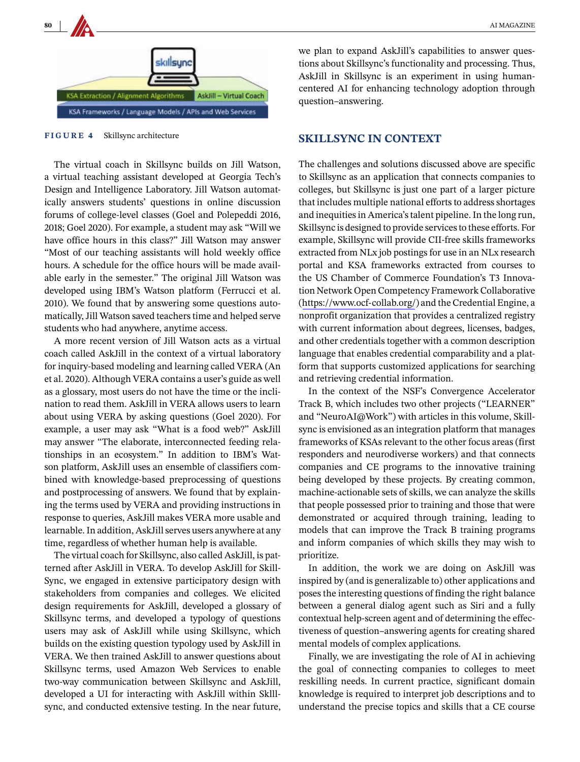FIGURE 4 Skillsync architecture

The virtual coach in Skillsync builds on Jill Watson, a virtual teaching assistant developed at Georgia Tech's Design and Intelligence Laboratory. Jill Watson automatically answers students' questions in online discussion forums of college-level classes (Goel and Polepeddi 2016, 2018; Goel 2020). For example, a student may ask "Will we have office hours in this class?" Jill Watson may answer "Most of our teaching assistants will hold weekly office hours. A schedule for the office hours will be made available early in the semester." The original Jill Watson was developed using IBM's Watson platform (Ferrucci et al. 2010). We found that by answering some questions automatically, Jill Watson saved teachers time and helped serve students who had anywhere, anytime access.

A more recent version of Jill Watson acts as a virtual coach called AskJill in the context of a virtual laboratory for inquiry-based modeling and learning called VERA (An et al. 2020). Although VERA contains a user's guide as well as a glossary, most users do not have the time or the inclination to read them. AskJill in VERA allows users to learn about using VERA by asking questions (Goel 2020). For example, a user may ask "What is a food web?" AskJill may answer "The elaborate, interconnected feeding relationships in an ecosystem." In addition to IBM's Watson platform, AskJill uses an ensemble of classifiers combined with knowledge-based preprocessing of questions and postprocessing of answers. We found that by explaining the terms used by VERA and providing instructions in response to queries, AskJill makes VERA more usable and learnable. In addition, AskJill serves users anywhere at any time, regardless of whether human help is available.

The virtual coach for Skillsync, also called AskJill, is patterned after AskJill in VERA. To develop AskJill for SkillSync, we engaged in extensive participatory design with stakeholders from companies and colleges. We elicited design requirements for AskJill, developed a glossary of Skillsync terms, and developed a typology of questions users may ask of AskJill while using Skillsync, which builds on the existing question typology used by AskJill in VERA. We then trained AskJill to answer questions about Skillsync terms, used Amazon Web Services to enable two-way communication between Skillsync and AskJill, developed a UI for interacting with AskJill within Sklllsync, and conducted extensive testing. In the near future, we plan to expand AskJill's capabilities to answer questions about Skillsync's functionality and processing. Thus, AskJill in Skillsync is an experiment in using human-centered AI for enhancing technology adoption through question–answering.

## SKILLSYNC IN CONTEXT

The challenges and solutions discussed above are specific to Skillsync as an application that connects companies to colleges, but Skillsync is just one part of a larger picture that includes multiple national efforts to address shortages and inequities in America's talent pipeline. In the long run, Skillsync is designed to provide services to these efforts. For example, Skillsync will provide CII-free skills frameworks extracted from NLx job postings for use in an NLx research portal and KSA frameworks extracted from courses to the US Chamber of Commerce Foundation's T3 Innovation Network Open Competency Framework Collaborative (https://www.ocf-collab.org/) and the Credential Engine, a nonprofit organization that provides a centralized registry with current information about degrees, licenses, badges, and other credentials together with a common description language that enables credential comparability and a platform that supports customized applications for searching and retrieving credential information.

In the context of the NSF's Convergence Accelerator Track B, which includes two other projects ("LEARNER" and "NeuroAI@Work") with articles in this volume, Skillsync is envisioned as an integration platform that manages frameworks of KSAs relevant to the other focus areas (first responders and neurodiverse workers) and that connects companies and CE programs to the innovative training being developed by these projects. By creating common, machine-actionable sets of skills, we can analyze the skills that people possessed prior to training and those that were demonstrated or acquired through training, leading to models that can improve the Track B training programs and inform companies of which skills they may wish to prioritize.

In addition, the work we are doing on AskJill was inspired by (and is generalizable to) other applications and poses the interesting questions of finding the right balance between a general dialog agent such as Siri and a fully contextual help-screen agent and of determining the effectiveness of question–answering agents for creating shared mental models of complex applications.

Finally, we are investigating the role of AI in achieving the goal of connecting companies to colleges to meet reskilling needs. In current practice, significant domain knowledge is required to interpret job descriptions and to understand the precise topics and skills that a CE course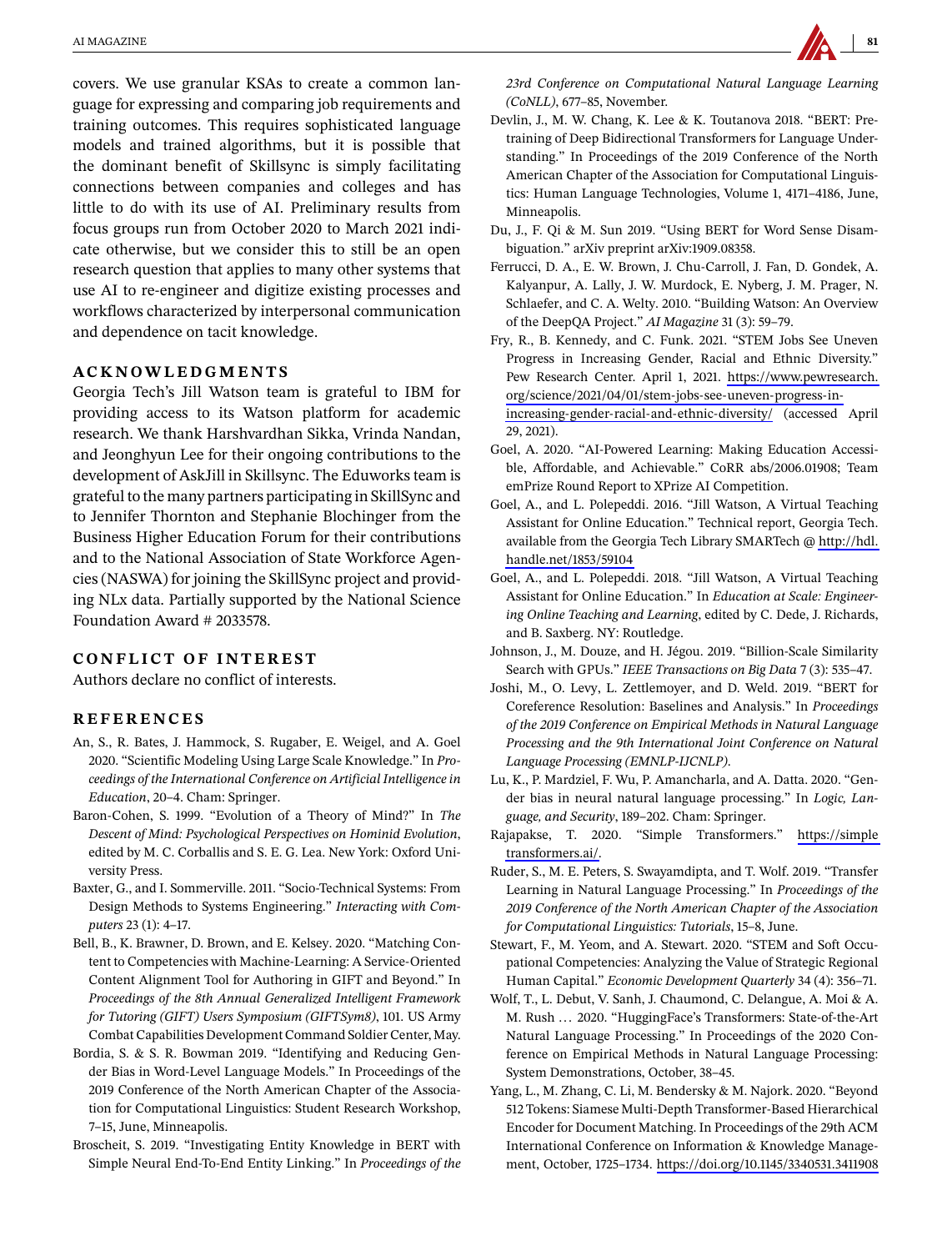covers. We use granular KSAs to create a common language for expressing and comparing job requirements and training outcomes. This requires sophisticated language models and trained algorithms, but it is possible that the dominant benefit of Skillsync is simply facilitating connections between companies and colleges and has little to do with its use of AI. Preliminary results from focus groups run from October 2020 to March 2021 indicate otherwise, but we consider this to still be an open research question that applies to many other systems that use AI to re-engineer and digitize existing processes and workflows characterized by interpersonal communication and dependence on tacit knowledge.

## ACKNOWLEDGMENTS

Georgia Tech's Jill Watson team is grateful to IBM for providing access to its Watson platform for academic research. We thank Harshvardhan Sikka, Vrinda Nandan, and Jeonghyun Lee for their ongoing contributions to the development of AskJill in Skillsync. The Eduworks team is grateful to the many partners participating in SkillSync and to Jennifer Thornton and Stephanie Blochinger from the Business Higher Education Forum for their contributions and to the National Association of State Workforce Agencies (NASWA) for joining the SkillSync project and providing NLx data. Partially supported by the National Science Foundation Award # 2033578.

## CONFLICT OF INTEREST

Authors declare no conflict of interests.

## REFERENCES

An, S., R. Bates, J. Hammock, S. Rugaber, E. Weigel, and A. Goel 2020. "Scientific Modeling Using Large Scale Knowledge." In *Proceedings of the International Conference on Artificial Intelligence in Education*, 20–4. Cham: Springer.

Baron-Cohen, S. 1999. "Evolution of a Theory of Mind?" In *The Descent of Mind: Psychological Perspectives on Hominid Evolution*, edited by M. C. Corballis and S. E. G. Lea. New York: Oxford University Press.

Baxter, G., and I. Sommerville. 2011. "Socio-Technical Systems: From Design Methods to Systems Engineering." *Interacting with Computers* 23 (1): 4–17.

Bell, B., K. Brawner, D. Brown, and E. Kelsey. 2020. "Matching Content to Competencies with Machine-Learning: A Service-Oriented Content Alignment Tool for Authoring in GIFT and Beyond." In *Proceedings of the 8th Annual Generalized Intelligent Framework for Tutoring (GIFT) Users Symposium (GIFTSym8)*, 101. US Army Combat Capabilities Development Command Soldier Center, May.

Bordia, S. & S. R. Bowman 2019. "Identifying and Reducing Gender Bias in Word-Level Language Models." In Proceedings of the 2019 Conference of the North American Chapter of the Association for Computational Linguistics: Student Research Workshop, 7–15, June, Minneapolis.

Broscheit, S. 2019. "Investigating Entity Knowledge in BERT with Simple Neural End-To-End Entity Linking." In *Proceedings of the 23rd Conference on Computational Natural Language Learning (CoNLL)*, 677–85, November.

Devlin, J., M. W. Chang, K. Lee & K. Toutanova 2018. "BERT: Pre-training of Deep Bidirectional Transformers for Language Understanding." In Proceedings of the 2019 Conference of the North American Chapter of the Association for Computational Linguistics: Human Language Technologies, Volume 1, 4171–4186, June, Minneapolis.

Du, J., F. Qi & M. Sun 2019. "Using BERT for Word Sense Disambiguation." arXiv preprint arXiv:1909.08358.

Ferrucci, D. A., E. W. Brown, J. Chu-Carroll, J. Fan, D. Gondek, A. Kalyanpur, A. Lally, J. W. Murdock, E. Nyberg, J. M. Prager, N. Schlaefer, and C. A. Welty. 2010. "Building Watson: An Overview of the DeepQA Project." *AI Magazine* 31 (3): 59–79.

Fry, R., B. Kennedy, and C. Funk. 2021. "STEM Jobs See Uneven Progress in Increasing Gender, Racial and Ethnic Diversity." Pew Research Center. April 1, 2021. https://www.pewresearch.org/science/2021/04/01/stem-jobs-see-uneven-progress-in-increasing-gender-racial-and-ethnic-diversity/ (accessed April 29, 2021).

Goel, A. 2020. "AI-Powered Learning: Making Education Accessible, Affordable, and Achievable." CoRR abs/2006.01908; Team emPrize Round Report to XPrize AI Competition.

Goel, A., and L. Polepeddi. 2016. "Jill Watson, A Virtual Teaching Assistant for Online Education." Technical report, Georgia Tech. available from the Georgia Tech Library SMARTech @ http://hdl.handle.net/1853/59104

Goel, A., and L. Polepeddi. 2018. "Jill Watson, A Virtual Teaching Assistant for Online Education." In *Education at Scale: Engineering Online Teaching and Learning*, edited by C. Dede, J. Richards, and B. Saxberg. NY: Routledge.

Johnson, J., M. Douze, and H. Jégou. 2019. "Billion-Scale Similarity Search with GPUs." *IEEE Transactions on Big Data* 7 (3): 535–47.

Joshi, M., O. Levy, L. Zettlemoyer, and D. Weld. 2019. "BERT for Coreference Resolution: Baselines and Analysis." In *Proceedings of the 2019 Conference on Empirical Methods in Natural Language Processing and the 9th International Joint Conference on Natural Language Processing (EMNLP-IJCNLP)*.

Lu, K., P. Mardziel, F. Wu, P. Amancharla, and A. Datta. 2020. "Gender bias in neural natural language processing." In *Logic, Language, and Security*, 189–202. Cham: Springer.

Rajapakse, T. 2020. "Simple Transformers." https://simpletransformers.ai/.

Ruder, S., M. E. Peters, S. Swayamdipta, and T. Wolf. 2019. "Transfer Learning in Natural Language Processing." In *Proceedings of the 2019 Conference of the North American Chapter of the Association for Computational Linguistics: Tutorials*, 15–8, June.

Stewart, F., M. Yeom, and A. Stewart. 2020. "STEM and Soft Occupational Competencies: Analyzing the Value of Strategic Regional Human Capital." *Economic Development Quarterly* 34 (4): 356–71.

Wolf, T., L. Debut, V. Sanh, J. Chaumond, C. Delangue, A. Moi & A. M. Rush … 2020. "HuggingFace's Transformers: State-of-the-Art Natural Language Processing." In Proceedings of the 2020 Conference on Empirical Methods in Natural Language Processing: System Demonstrations, October, 38–45.

Yang, L., M. Zhang, C. Li, M. Bendersky & M. Najork. 2020. "Beyond 512 Tokens: Siamese Multi-Depth Transformer-Based Hierarchical Encoder for Document Matching. In Proceedings of the 29th ACM International Conference on Information & Knowledge Management, October, 1725–1734. https://doi.org/10.1145/3340531.3411908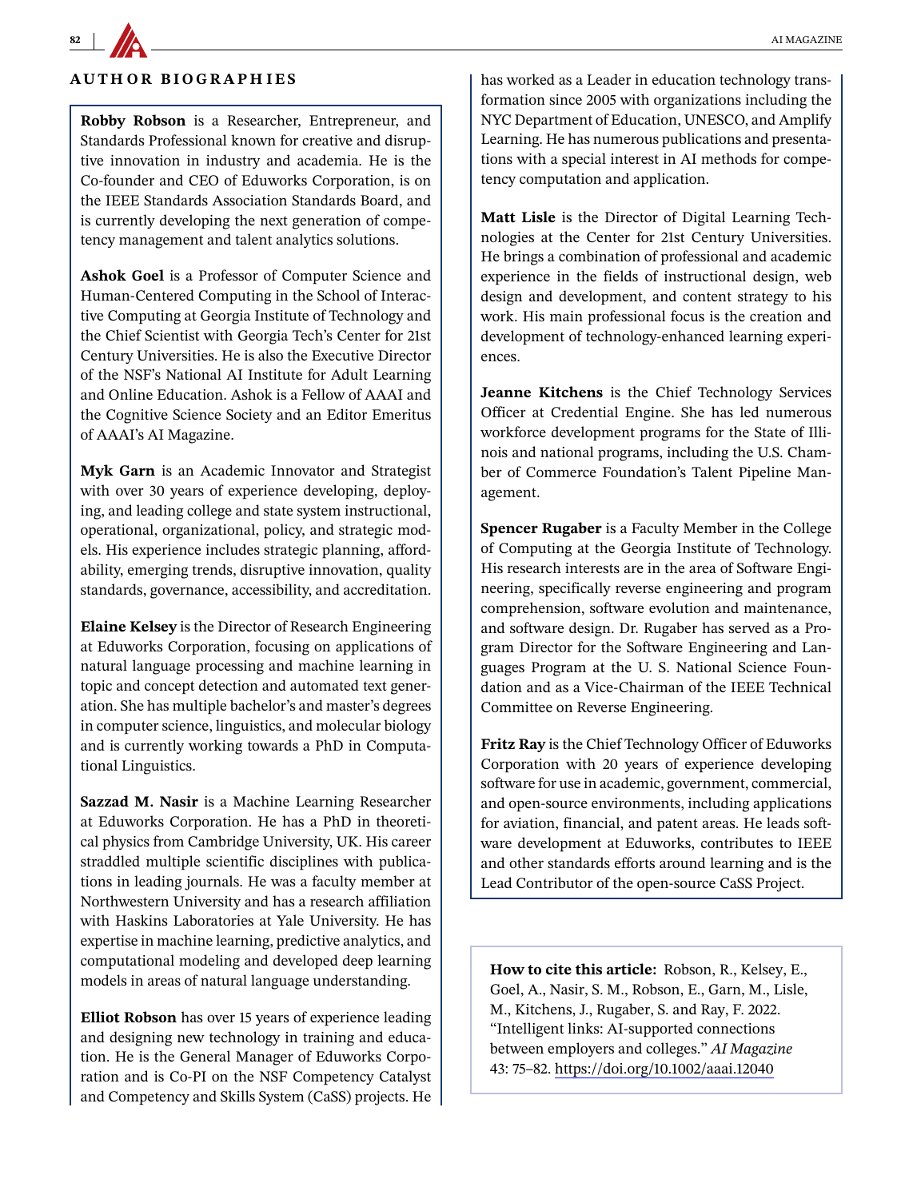## AUTHOR BIOGRAPHIES

**Robby Robson** is a Researcher, Entrepreneur, and Standards Professional known for creative and disruptive innovation in industry and academia. He is the Co-founder and CEO of Eduworks Corporation, is on the IEEE Standards Association Standards Board, and is currently developing the next generation of competency management and talent analytics solutions.

**Ashok Goel** is a Professor of Computer Science and Human-Centered Computing in the School of Interactive Computing at Georgia Institute of Technology and the Chief Scientist with Georgia Tech's Center for 21st Century Universities. He is also the Executive Director of the NSF's National AI Institute for Adult Learning and Online Education. Ashok is a Fellow of AAAI and the Cognitive Science Society and an Editor Emeritus of AAAI's AI Magazine.

**Myk Garn** is an Academic Innovator and Strategist with over 30 years of experience developing, deploying, and leading college and state system instructional, operational, organizational, policy, and strategic models. His experience includes strategic planning, affordability, emerging trends, disruptive innovation, quality standards, governance, accessibility, and accreditation.

**Elaine Kelsey** is the Director of Research Engineering at Eduworks Corporation, focusing on applications of natural language processing and machine learning in topic and concept detection and automated text generation. She has multiple bachelor's and master's degrees in computer science, linguistics, and molecular biology and is currently working towards a PhD in Computational Linguistics.

**Sazzad M. Nasir** is a Machine Learning Researcher at Eduworks Corporation. He has a PhD in theoretical physics from Cambridge University, UK. His career straddled multiple scientific disciplines with publications in leading journals. He was a faculty member at Northwestern University and has a research affiliation with Haskins Laboratories at Yale University. He has expertise in machine learning, predictive analytics, and computational modeling and developed deep learning models in areas of natural language understanding.

**Elliot Robson** has over 15 years of experience leading and designing new technology in training and education. He is the General Manager of Eduworks Corporation and is Co-PI on the NSF Competency Catalyst and Competency and Skills System (CaSS) projects. He has worked as a Leader in education technology transformation since 2005 with organizations including the NYC Department of Education, UNESCO, and Amplify Learning. He has numerous publications and presentations with a special interest in AI methods for competency computation and application.

**Matt Lisle** is the Director of Digital Learning Technologies at the Center for 21st Century Universities. He brings a combination of professional and academic experience in the fields of instructional design, web design and development, and content strategy to his work. His main professional focus is the creation and development of technology-enhanced learning experiences.

**Jeanne Kitchens** is the Chief Technology Services Officer at Credential Engine. She has led numerous workforce development programs for the State of Illinois and national programs, including the U.S. Chamber of Commerce Foundation's Talent Pipeline Management.

**Spencer Rugaber** is a Faculty Member in the College of Computing at the Georgia Institute of Technology. His research interests are in the area of Software Engineering, specifically reverse engineering and program comprehension, software evolution and maintenance, and software design. Dr. Rugaber has served as a Program Director for the Software Engineering and Languages Program at the U. S. National Science Foundation and as a Vice-Chairman of the IEEE Technical Committee on Reverse Engineering.

**Fritz Ray** is the Chief Technology Officer of Eduworks Corporation with 20 years of experience developing software for use in academic, government, commercial, and open-source environments, including applications for aviation, financial, and patent areas. He leads software development at Eduworks, contributes to IEEE and other standards efforts around learning and is the Lead Contributor of the open-source CaSS Project.

**How to cite this article:** Robson, R., Kelsey, E., Goel, A., Nasir, S. M., Robson, E., Garn, M., Lisle, M., Kitchens, J., Rugaber, S. and Ray, F. 2022. "Intelligent links: AI-supported connections between employers and colleges." *AI Magazine* 43: 75–82. https://doi.org/10.1002/aaai.12040